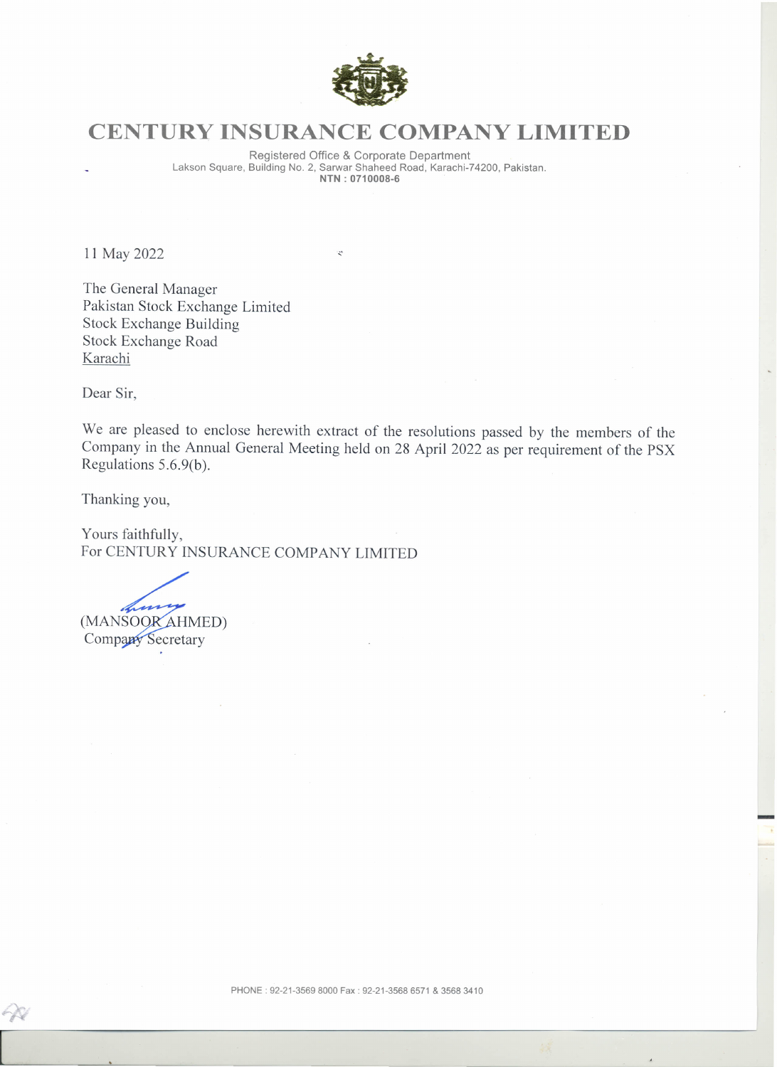# CENTURY INSURANCE COMPANY LIMITED

Registered Office & Corporate Department
Lakson Square, Building No. 2, Sarwar Shaheed Road, Karachi-74200, Pakistan.
**NTN : 0710008-6**

11 May 2022

The General Manager
Pakistan Stock Exchange Limited
Stock Exchange Building
Stock Exchange Road
Karachi

Dear Sir,

We are pleased to enclose herewith extract of the resolutions passed by the members of the Company in the Annual General Meeting held on 28 April 2022 as per requirement of the PSX Regulations 5.6.9(b).

Thanking you,

Yours faithfully,
For CENTURY INSURANCE COMPANY LIMITED

(MANSOOR AHMED)
Company Secretary

PHONE : 92-21-3569 8000 Fax : 92-21-3568 6571 & 3568 3410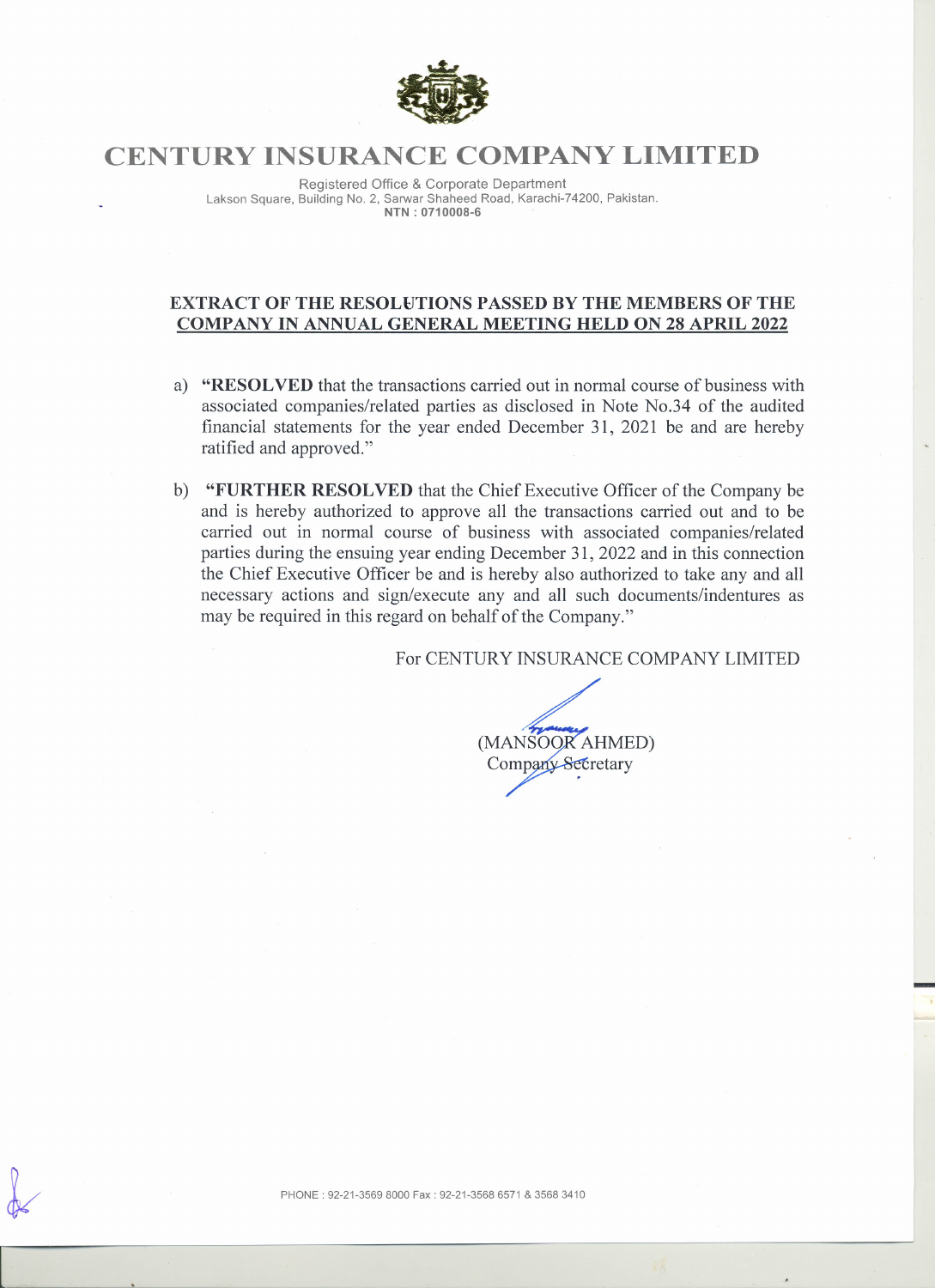# CENTURY INSURANCE COMPANY LIMITED

Registered Office & Corporate Department
Lakson Square, Building No. 2, Sarwar Shaheed Road, Karachi-74200, Pakistan.
**NTN : 0710008-6**

**EXTRACT OF THE RESOLUTIONS PASSED BY THE MEMBERS OF THE COMPANY IN ANNUAL GENERAL MEETING HELD ON 28 APRIL 2022**

a) **"RESOLVED** that the transactions carried out in normal course of business with associated companies/related parties as disclosed in Note No.34 of the audited financial statements for the year ended December 31, 2021 be and are hereby ratified and approved."

b) **"FURTHER RESOLVED** that the Chief Executive Officer of the Company be and is hereby authorized to approve all the transactions carried out and to be carried out in normal course of business with associated companies/related parties during the ensuing year ending December 31, 2022 and in this connection the Chief Executive Officer be and is hereby also authorized to take any and all necessary actions and sign/execute any and all such documents/indentures as may be required in this regard on behalf of the Company."

For CENTURY INSURANCE COMPANY LIMITED

(MANSOOR AHMED)
Company Secretary

PHONE : 92-21-3569 8000 Fax : 92-21-3568 6571 & 3568 3410